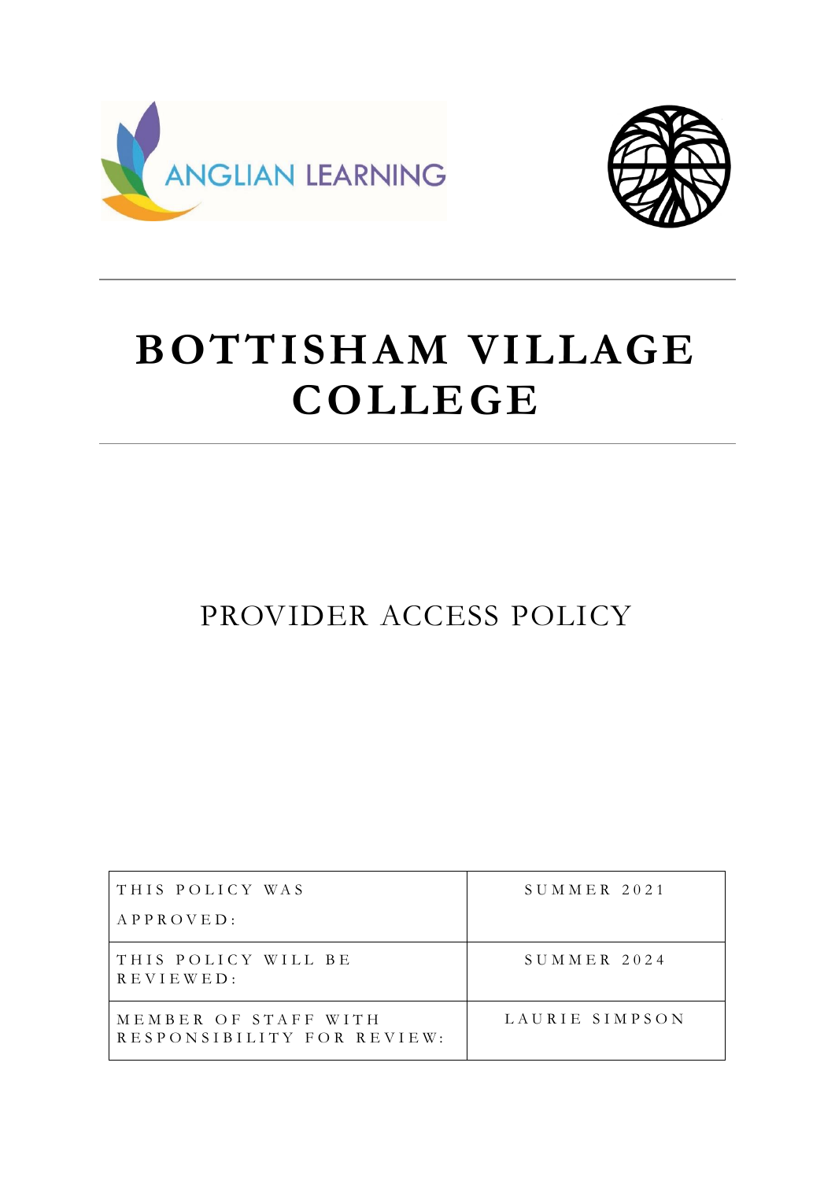ANGLIAN LEARNING

# BOTTISHAM VILLAGE COLLEGE

## PROVIDER ACCESS POLICY

| | |
|---|---|
| THIS POLICY WAS APPROVED: | SUMMER 2021 |
| THIS POLICY WILL BE REVIEWED: | SUMMER 2024 |
| MEMBER OF STAFF WITH RESPONSIBILITY FOR REVIEW: | LAURIE SIMPSON |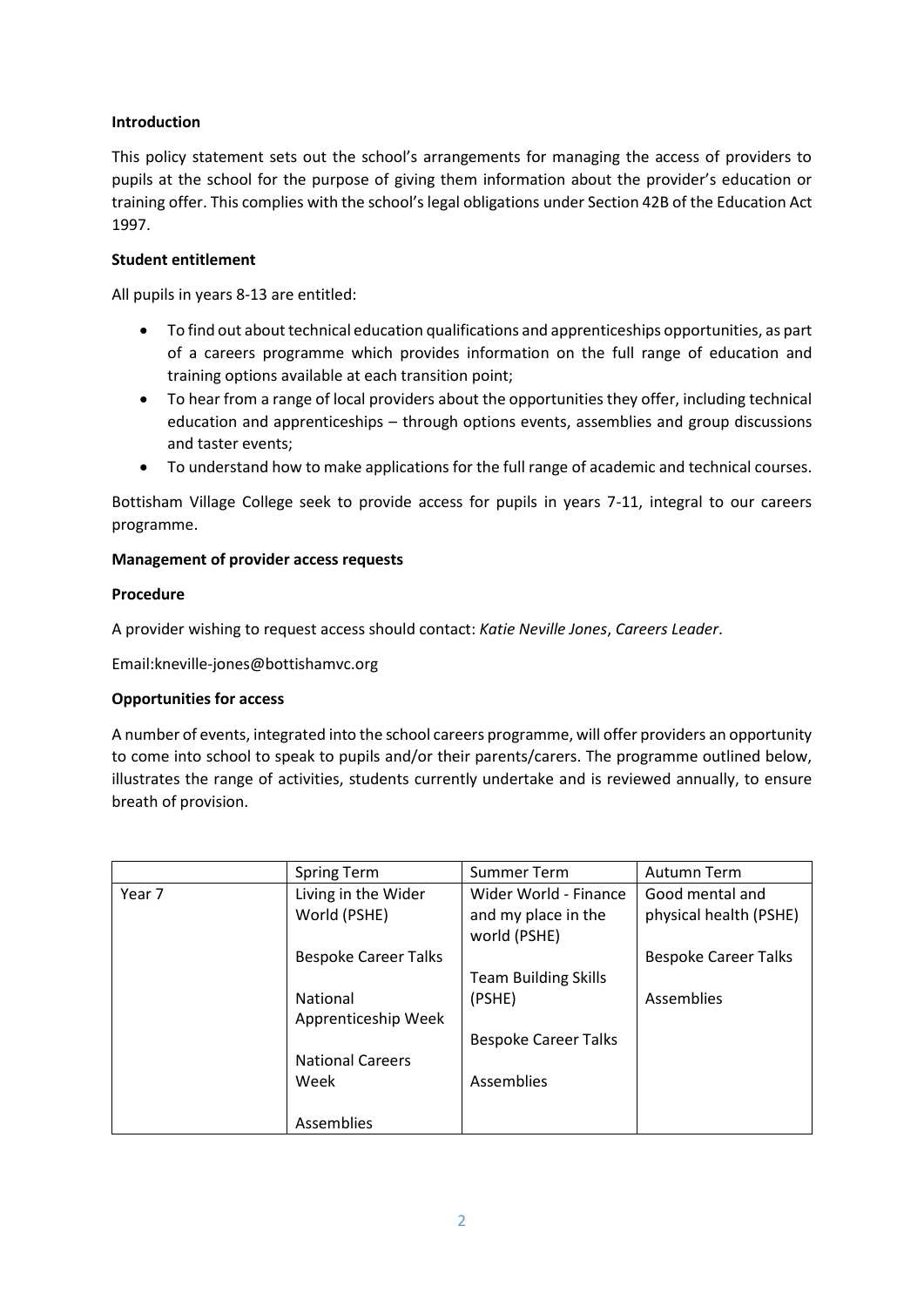**Introduction**

This policy statement sets out the school's arrangements for managing the access of providers to pupils at the school for the purpose of giving them information about the provider's education or training offer. This complies with the school's legal obligations under Section 42B of the Education Act 1997.

**Student entitlement**

All pupils in years 8-13 are entitled:

- To find out about technical education qualifications and apprenticeships opportunities, as part of a careers programme which provides information on the full range of education and training options available at each transition point;
- To hear from a range of local providers about the opportunities they offer, including technical education and apprenticeships – through options events, assemblies and group discussions and taster events;
- To understand how to make applications for the full range of academic and technical courses.

Bottisham Village College seek to provide access for pupils in years 7-11, integral to our careers programme.

**Management of provider access requests**

**Procedure**

A provider wishing to request access should contact: *Katie Neville Jones*, *Careers Leader*.

Email:kneville-jones@bottishamvc.org

**Opportunities for access**

A number of events, integrated into the school careers programme, will offer providers an opportunity to come into school to speak to pupils and/or their parents/carers. The programme outlined below, illustrates the range of activities, students currently undertake and is reviewed annually, to ensure breath of provision.

| | Spring Term | Summer Term | Autumn Term |
|---|---|---|---|
| Year 7 | Living in the Wider World (PSHE)<br><br>Bespoke Career Talks<br><br>National Apprenticeship Week<br><br>National Careers Week<br><br>Assemblies | Wider World - Finance and my place in the world (PSHE)<br><br>Team Building Skills (PSHE)<br><br>Bespoke Career Talks<br><br>Assemblies | Good mental and physical health (PSHE)<br><br>Bespoke Career Talks<br><br>Assemblies |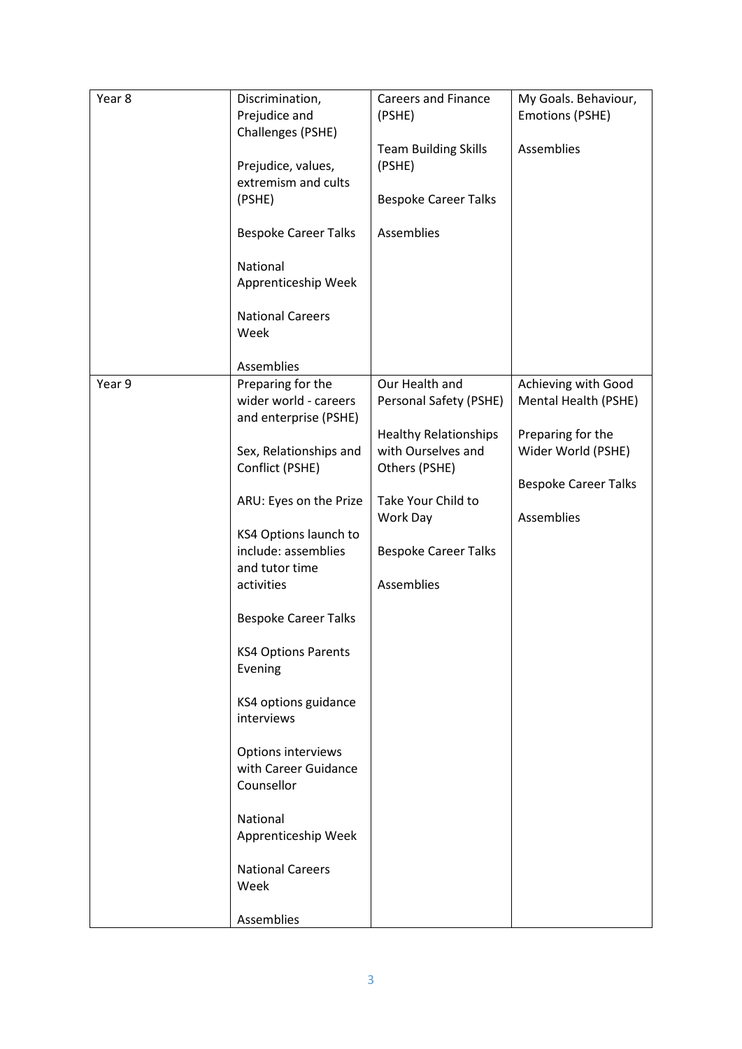| | | | |
|---|---|---|---|
| Year 8 | Discrimination, Prejudice and Challenges (PSHE)<br><br>Prejudice, values, extremism and cults (PSHE)<br><br>Bespoke Career Talks<br><br>National Apprenticeship Week<br><br>National Careers Week<br><br>Assemblies | Careers and Finance (PSHE)<br><br>Team Building Skills (PSHE)<br><br>Bespoke Career Talks<br><br>Assemblies | My Goals. Behaviour, Emotions (PSHE)<br><br>Assemblies |
| Year 9 | Preparing for the wider world - careers and enterprise (PSHE)<br><br>Sex, Relationships and Conflict (PSHE)<br><br>ARU: Eyes on the Prize<br><br>KS4 Options launch to include: assemblies and tutor time activities<br><br>Bespoke Career Talks<br><br>KS4 Options Parents Evening<br><br>KS4 options guidance interviews<br><br>Options interviews with Career Guidance Counsellor<br><br>National Apprenticeship Week<br><br>National Careers Week<br><br>Assemblies | Our Health and Personal Safety (PSHE)<br><br>Healthy Relationships with Ourselves and Others (PSHE)<br><br>Take Your Child to Work Day<br><br>Bespoke Career Talks<br><br>Assemblies | Achieving with Good Mental Health (PSHE)<br><br>Preparing for the Wider World (PSHE)<br><br>Bespoke Career Talks<br><br>Assemblies |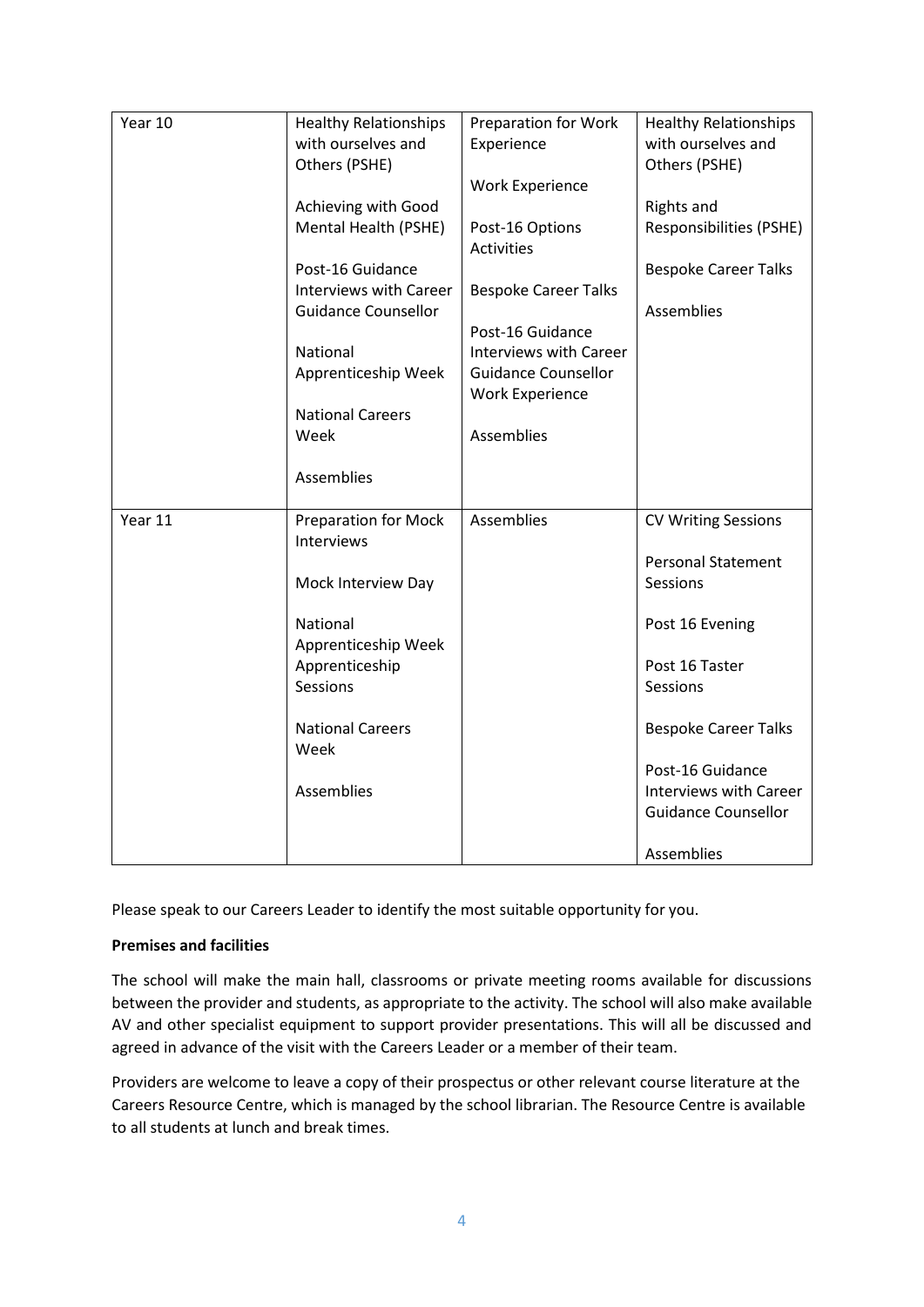| | | | |
|---|---|---|---|
| Year 10 | Healthy Relationships with ourselves and Others (PSHE)<br><br>Achieving with Good Mental Health (PSHE)<br><br>Post-16 Guidance Interviews with Career Guidance Counsellor<br><br>National Apprenticeship Week<br><br>National Careers Week<br><br>Assemblies | Preparation for Work Experience<br><br>Work Experience<br><br>Post-16 Options Activities<br><br>Bespoke Career Talks<br><br>Post-16 Guidance Interviews with Career Guidance Counsellor Work Experience<br><br>Assemblies | Healthy Relationships with ourselves and Others (PSHE)<br><br>Rights and Responsibilities (PSHE)<br><br>Bespoke Career Talks<br><br>Assemblies |
| Year 11 | Preparation for Mock Interviews<br><br>Mock Interview Day<br><br>National Apprenticeship Week Apprenticeship Sessions<br><br>National Careers Week<br><br>Assemblies | Assemblies | CV Writing Sessions<br><br>Personal Statement Sessions<br><br>Post 16 Evening<br><br>Post 16 Taster Sessions<br><br>Bespoke Career Talks<br><br>Post-16 Guidance Interviews with Career Guidance Counsellor<br><br>Assemblies |

Please speak to our Careers Leader to identify the most suitable opportunity for you.

**Premises and facilities**

The school will make the main hall, classrooms or private meeting rooms available for discussions between the provider and students, as appropriate to the activity. The school will also make available AV and other specialist equipment to support provider presentations. This will all be discussed and agreed in advance of the visit with the Careers Leader or a member of their team.

Providers are welcome to leave a copy of their prospectus or other relevant course literature at the Careers Resource Centre, which is managed by the school librarian. The Resource Centre is available to all students at lunch and break times.